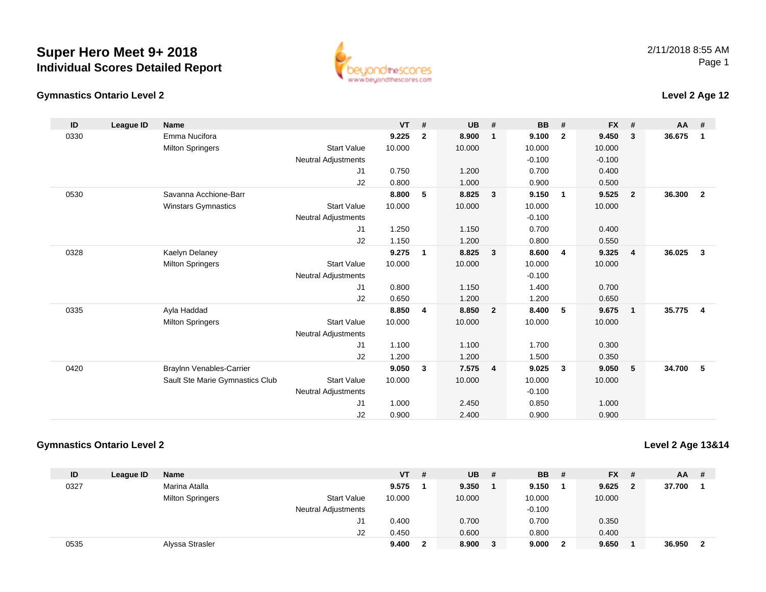# Super Hero Meet 9+ 2018
## Individual Scores Detailed Report

2/11/2018 8:55 AM

### Gymnastics Ontario Level 2

**Level 2 Age 12**

| ID | League ID | Name | | VT | # | UB | # | BB | # | FX | # | AA | # |
|---|---|---|---|---|---|---|---|---|---|---|---|---|---|
| 0330 | | Emma Nucifora | | **9.225** | **2** | **8.900** | **1** | **9.100** | **2** | **9.450** | **3** | **36.675** | **1** |
| | | Milton Springers | Start Value | 10.000 | | 10.000 | | 10.000 | | 10.000 | | | |
| | | | Neutral Adjustments | | | | | -0.100 | | -0.100 | | | |
| | | | J1 | 0.750 | | 1.200 | | 0.700 | | 0.400 | | | |
| | | | J2 | 0.800 | | 1.000 | | 0.900 | | 0.500 | | | |
| 0530 | | Savanna Acchione-Barr | | **8.800** | **5** | **8.825** | **3** | **9.150** | **1** | **9.525** | **2** | **36.300** | **2** |
| | | Winstars Gymnastics | Start Value | 10.000 | | 10.000 | | 10.000 | | 10.000 | | | |
| | | | Neutral Adjustments | | | | | -0.100 | | | | | |
| | | | J1 | 1.250 | | 1.150 | | 0.700 | | 0.400 | | | |
| | | | J2 | 1.150 | | 1.200 | | 0.800 | | 0.550 | | | |
| 0328 | | Kaelyn Delaney | | **9.275** | **1** | **8.825** | **3** | **8.600** | **4** | **9.325** | **4** | **36.025** | **3** |
| | | Milton Springers | Start Value | 10.000 | | 10.000 | | 10.000 | | 10.000 | | | |
| | | | Neutral Adjustments | | | | | -0.100 | | | | | |
| | | | J1 | 0.800 | | 1.150 | | 1.400 | | 0.700 | | | |
| | | | J2 | 0.650 | | 1.200 | | 1.200 | | 0.650 | | | |
| 0335 | | Ayla Haddad | | **8.850** | **4** | **8.850** | **2** | **8.400** | **5** | **9.675** | **1** | **35.775** | **4** |
| | | Milton Springers | Start Value | 10.000 | | 10.000 | | 10.000 | | 10.000 | | | |
| | | | Neutral Adjustments | | | | | | | | | | |
| | | | J1 | 1.100 | | 1.100 | | 1.700 | | 0.300 | | | |
| | | | J2 | 1.200 | | 1.200 | | 1.500 | | 0.350 | | | |
| 0420 | | Braylnn Venables-Carrier | | **9.050** | **3** | **7.575** | **4** | **9.025** | **3** | **9.050** | **5** | **34.700** | **5** |
| | | Sault Ste Marie Gymnastics Club | Start Value | 10.000 | | 10.000 | | 10.000 | | 10.000 | | | |
| | | | Neutral Adjustments | | | | | -0.100 | | | | | |
| | | | J1 | 1.000 | | 2.450 | | 0.850 | | 1.000 | | | |
| | | | J2 | 0.900 | | 2.400 | | 0.900 | | 0.900 | | | |

### Gymnastics Ontario Level 2

**Level 2 Age 13&14**

| ID | League ID | Name | | VT | # | UB | # | BB | # | FX | # | AA | # |
|---|---|---|---|---|---|---|---|---|---|---|---|---|---|
| 0327 | | Marina Atalla | | **9.575** | **1** | **9.350** | **1** | **9.150** | **1** | **9.625** | **2** | **37.700** | **1** |
| | | Milton Springers | Start Value | 10.000 | | 10.000 | | 10.000 | | 10.000 | | | |
| | | | Neutral Adjustments | | | | | -0.100 | | | | | |
| | | | J1 | 0.400 | | 0.700 | | 0.700 | | 0.350 | | | |
| | | | J2 | 0.450 | | 0.600 | | 0.800 | | 0.400 | | | |
| 0535 | | Alyssa Strasler | | **9.400** | **2** | **8.900** | **3** | **9.000** | **2** | **9.650** | **1** | **36.950** | **2** |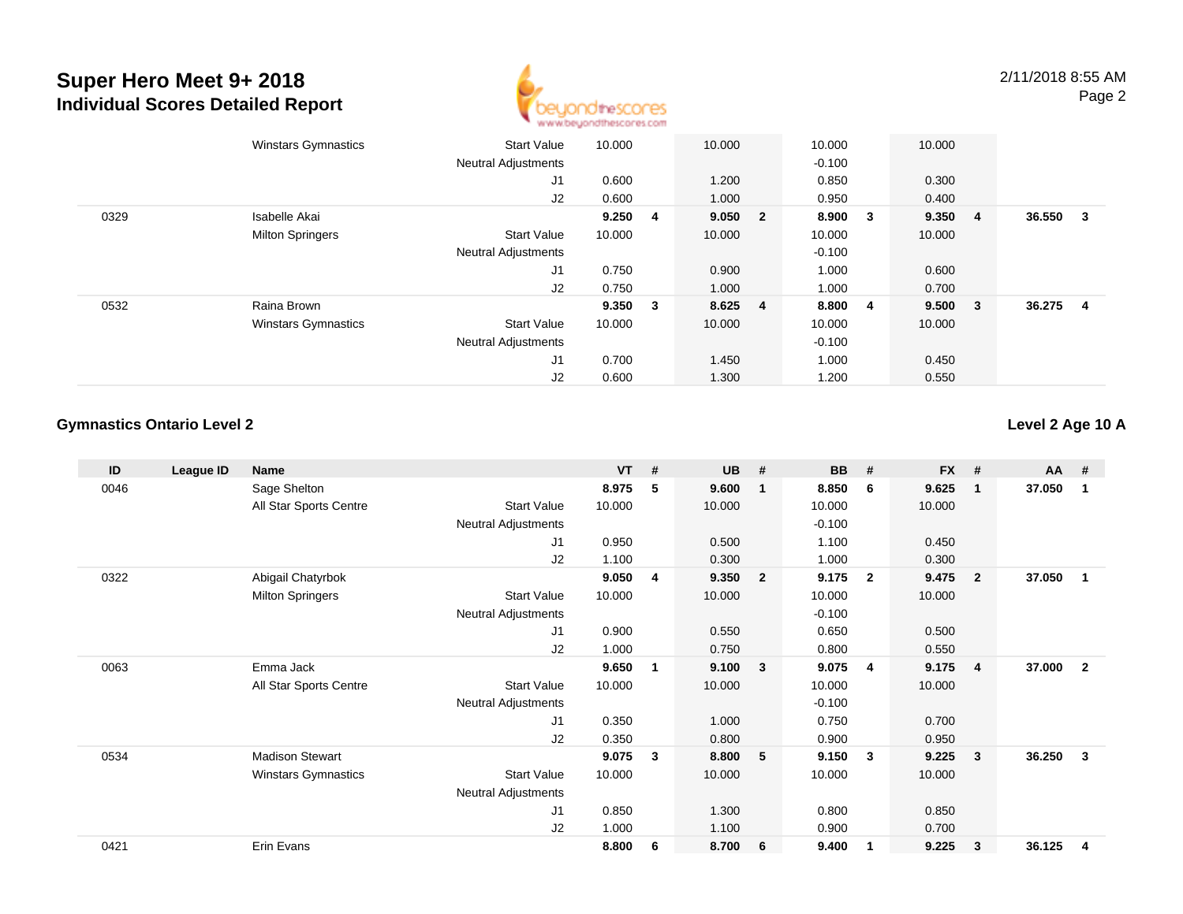| ID | League ID | Name | | VT | # | UB | # | BB | # | FX | # | AA | # |
|---|---|---|---|---|---|---|---|---|---|---|---|---|---|
| | | Winstars Gymnastics | Start Value | 10.000 | | 10.000 | | 10.000 | | 10.000 | | | |
| | | | Neutral Adjustments | | | | | -0.100 | | | | | |
| | | | J1 | 0.600 | | 1.200 | | 0.850 | | 0.300 | | | |
| | | | J2 | 0.600 | | 1.000 | | 0.950 | | 0.400 | | | |
| 0329 | | Isabelle Akai | | **9.250** | **4** | **9.050** | **2** | **8.900** | **3** | **9.350** | **4** | **36.550** | **3** |
| | | Milton Springers | Start Value | 10.000 | | 10.000 | | 10.000 | | 10.000 | | | |
| | | | Neutral Adjustments | | | | | -0.100 | | | | | |
| | | | J1 | 0.750 | | 0.900 | | 1.000 | | 0.600 | | | |
| | | | J2 | 0.750 | | 1.000 | | 1.000 | | 0.700 | | | |
| 0532 | | Raina Brown | | **9.350** | **3** | **8.625** | **4** | **8.800** | **4** | **9.500** | **3** | **36.275** | **4** |
| | | Winstars Gymnastics | Start Value | 10.000 | | 10.000 | | 10.000 | | 10.000 | | | |
| | | | Neutral Adjustments | | | | | -0.100 | | | | | |
| | | | J1 | 0.700 | | 1.450 | | 1.000 | | 0.450 | | | |
| | | | J2 | 0.600 | | 1.300 | | 1.200 | | 0.550 | | | |

## Gymnastics Ontario Level 2

**Level 2 Age 10 A**

| ID | League ID | Name | | VT | # | UB | # | BB | # | FX | # | AA | # |
|---|---|---|---|---|---|---|---|---|---|---|---|---|---|
| 0046 | | Sage Shelton | | **8.975** | **5** | **9.600** | **1** | **8.850** | **6** | **9.625** | **1** | **37.050** | **1** |
| | | All Star Sports Centre | Start Value | 10.000 | | 10.000 | | 10.000 | | 10.000 | | | |
| | | | Neutral Adjustments | | | | | -0.100 | | | | | |
| | | | J1 | 0.950 | | 0.500 | | 1.100 | | 0.450 | | | |
| | | | J2 | 1.100 | | 0.300 | | 1.000 | | 0.300 | | | |
| 0322 | | Abigail Chatyrbok | | **9.050** | **4** | **9.350** | **2** | **9.175** | **2** | **9.475** | **2** | **37.050** | **1** |
| | | Milton Springers | Start Value | 10.000 | | 10.000 | | 10.000 | | 10.000 | | | |
| | | | Neutral Adjustments | | | | | -0.100 | | | | | |
| | | | J1 | 0.900 | | 0.550 | | 0.650 | | 0.500 | | | |
| | | | J2 | 1.000 | | 0.750 | | 0.800 | | 0.550 | | | |
| 0063 | | Emma Jack | | **9.650** | **1** | **9.100** | **3** | **9.075** | **4** | **9.175** | **4** | **37.000** | **2** |
| | | All Star Sports Centre | Start Value | 10.000 | | 10.000 | | 10.000 | | 10.000 | | | |
| | | | Neutral Adjustments | | | | | -0.100 | | | | | |
| | | | J1 | 0.350 | | 1.000 | | 0.750 | | 0.700 | | | |
| | | | J2 | 0.350 | | 0.800 | | 0.900 | | 0.950 | | | |
| 0534 | | Madison Stewart | | **9.075** | **3** | **8.800** | **5** | **9.150** | **3** | **9.225** | **3** | **36.250** | **3** |
| | | Winstars Gymnastics | Start Value | 10.000 | | 10.000 | | 10.000 | | 10.000 | | | |
| | | | Neutral Adjustments | | | | | | | | | | |
| | | | J1 | 0.850 | | 1.300 | | 0.800 | | 0.850 | | | |
| | | | J2 | 1.000 | | 1.100 | | 0.900 | | 0.700 | | | |
| 0421 | | Erin Evans | | **8.800** | **6** | **8.700** | **6** | **9.400** | **1** | **9.225** | **3** | **36.125** | **4** |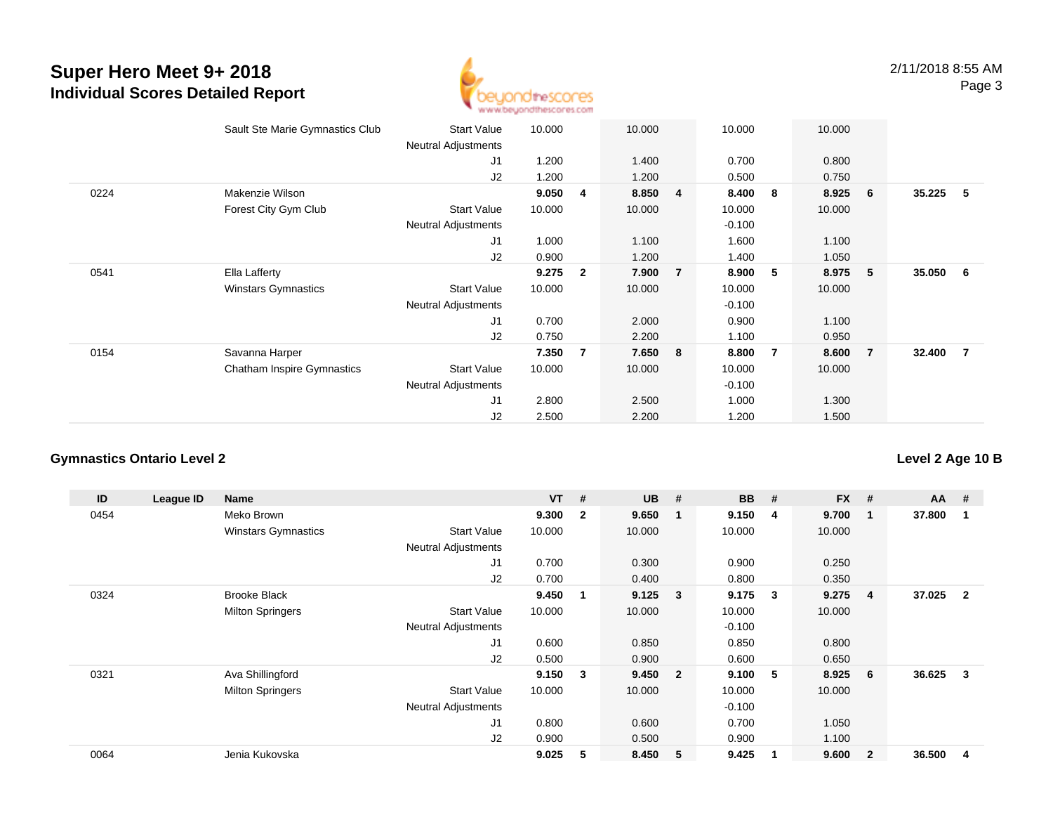| ID | League ID | Name | | VT | # | UB | # | BB | # | FX | # | AA | # |
|---|---|---|---|---|---|---|---|---|---|---|---|---|---|
| | | Sault Ste Marie Gymnastics Club | Start Value | 10.000 | | 10.000 | | 10.000 | | 10.000 | | | |
| | | | Neutral Adjustments | | | | | | | | | | |
| | | | J1 | 1.200 | | 1.400 | | 0.700 | | 0.800 | | | |
| | | | J2 | 1.200 | | 1.200 | | 0.500 | | 0.750 | | | |
| 0224 | | Makenzie Wilson | | **9.050** | **4** | **8.850** | **4** | **8.400** | **8** | **8.925** | **6** | **35.225** | **5** |
| | | Forest City Gym Club | Start Value | 10.000 | | 10.000 | | 10.000 | | 10.000 | | | |
| | | | Neutral Adjustments | | | | | -0.100 | | | | | |
| | | | J1 | 1.000 | | 1.100 | | 1.600 | | 1.100 | | | |
| | | | J2 | 0.900 | | 1.200 | | 1.400 | | 1.050 | | | |
| 0541 | | Ella Lafferty | | **9.275** | **2** | **7.900** | **7** | **8.900** | **5** | **8.975** | **5** | **35.050** | **6** |
| | | Winstars Gymnastics | Start Value | 10.000 | | 10.000 | | 10.000 | | 10.000 | | | |
| | | | Neutral Adjustments | | | | | -0.100 | | | | | |
| | | | J1 | 0.700 | | 2.000 | | 0.900 | | 1.100 | | | |
| | | | J2 | 0.750 | | 2.200 | | 1.100 | | 0.950 | | | |
| 0154 | | Savanna Harper | | **7.350** | **7** | **7.650** | **8** | **8.800** | **7** | **8.600** | **7** | **32.400** | **7** |
| | | Chatham Inspire Gymnastics | Start Value | 10.000 | | 10.000 | | 10.000 | | 10.000 | | | |
| | | | Neutral Adjustments | | | | | -0.100 | | | | | |
| | | | J1 | 2.800 | | 2.500 | | 1.000 | | 1.300 | | | |
| | | | J2 | 2.500 | | 2.200 | | 1.200 | | 1.500 | | | |

## Gymnastics Ontario Level 2

**Level 2 Age 10 B**

| ID | League ID | Name | | VT | # | UB | # | BB | # | FX | # | AA | # |
|---|---|---|---|---|---|---|---|---|---|---|---|---|---|
| 0454 | | Meko Brown | | **9.300** | **2** | **9.650** | **1** | **9.150** | **4** | **9.700** | **1** | **37.800** | **1** |
| | | Winstars Gymnastics | Start Value | 10.000 | | 10.000 | | 10.000 | | 10.000 | | | |
| | | | Neutral Adjustments | | | | | | | | | | |
| | | | J1 | 0.700 | | 0.300 | | 0.900 | | 0.250 | | | |
| | | | J2 | 0.700 | | 0.400 | | 0.800 | | 0.350 | | | |
| 0324 | | Brooke Black | | **9.450** | **1** | **9.125** | **3** | **9.175** | **3** | **9.275** | **4** | **37.025** | **2** |
| | | Milton Springers | Start Value | 10.000 | | 10.000 | | 10.000 | | 10.000 | | | |
| | | | Neutral Adjustments | | | | | -0.100 | | | | | |
| | | | J1 | 0.600 | | 0.850 | | 0.850 | | 0.800 | | | |
| | | | J2 | 0.500 | | 0.900 | | 0.600 | | 0.650 | | | |
| 0321 | | Ava Shillingford | | **9.150** | **3** | **9.450** | **2** | **9.100** | **5** | **8.925** | **6** | **36.625** | **3** |
| | | Milton Springers | Start Value | 10.000 | | 10.000 | | 10.000 | | 10.000 | | | |
| | | | Neutral Adjustments | | | | | -0.100 | | | | | |
| | | | J1 | 0.800 | | 0.600 | | 0.700 | | 1.050 | | | |
| | | | J2 | 0.900 | | 0.500 | | 0.900 | | 1.100 | | | |
| 0064 | | Jenia Kukovska | | **9.025** | **5** | **8.450** | **5** | **9.425** | **1** | **9.600** | **2** | **36.500** | **4** |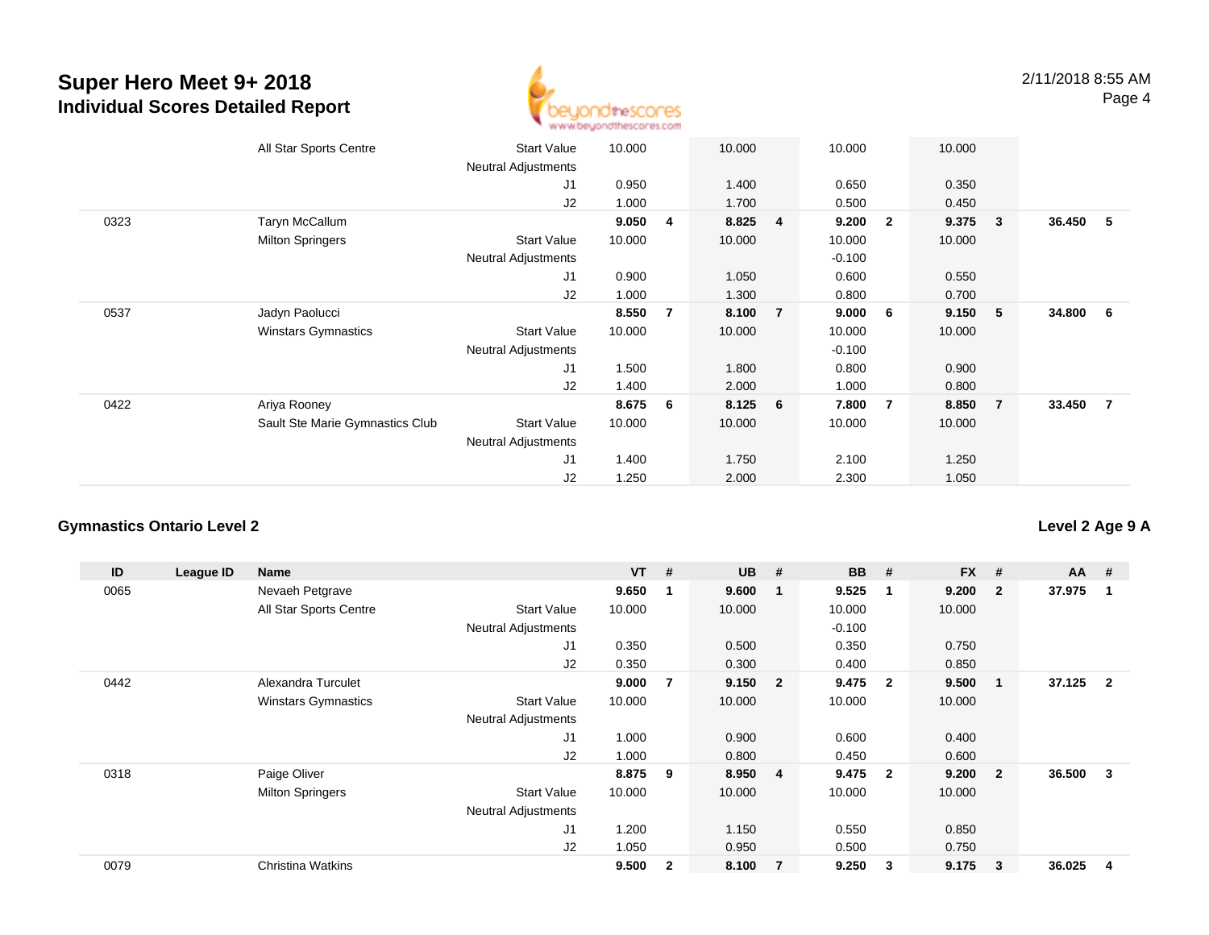# Super Hero Meet 9+ 2018
## Individual Scores Detailed Report

| ID | League ID | Name | | VT | # | UB | # | BB | # | FX | # | AA | # |
|---|---|---|---|---|---|---|---|---|---|---|---|---|---|
| | | All Star Sports Centre | Start Value | 10.000 | | 10.000 | | 10.000 | | 10.000 | | | |
| | | | Neutral Adjustments | | | | | | | | | | |
| | | | J1 | 0.950 | | 1.400 | | 0.650 | | 0.350 | | | |
| | | | J2 | 1.000 | | 1.700 | | 0.500 | | 0.450 | | | |
| 0323 | | Taryn McCallum | | **9.050** | **4** | **8.825** | **4** | **9.200** | **2** | **9.375** | **3** | **36.450** | **5** |
| | | Milton Springers | Start Value | 10.000 | | 10.000 | | 10.000 | | 10.000 | | | |
| | | | Neutral Adjustments | | | | | -0.100 | | | | | |
| | | | J1 | 0.900 | | 1.050 | | 0.600 | | 0.550 | | | |
| | | | J2 | 1.000 | | 1.300 | | 0.800 | | 0.700 | | | |
| 0537 | | Jadyn Paolucci | | **8.550** | **7** | **8.100** | **7** | **9.000** | **6** | **9.150** | **5** | **34.800** | **6** |
| | | Winstars Gymnastics | Start Value | 10.000 | | 10.000 | | 10.000 | | 10.000 | | | |
| | | | Neutral Adjustments | | | | | -0.100 | | | | | |
| | | | J1 | 1.500 | | 1.800 | | 0.800 | | 0.900 | | | |
| | | | J2 | 1.400 | | 2.000 | | 1.000 | | 0.800 | | | |
| 0422 | | Ariya Rooney | | **8.675** | **6** | **8.125** | **6** | **7.800** | **7** | **8.850** | **7** | **33.450** | **7** |
| | | Sault Ste Marie Gymnastics Club | Start Value | 10.000 | | 10.000 | | 10.000 | | 10.000 | | | |
| | | | Neutral Adjustments | | | | | | | | | | |
| | | | J1 | 1.400 | | 1.750 | | 2.100 | | 1.250 | | | |
| | | | J2 | 1.250 | | 2.000 | | 2.300 | | 1.050 | | | |

### Gymnastics Ontario Level 2

**Level 2 Age 9 A**

| ID | League ID | Name | | VT | # | UB | # | BB | # | FX | # | AA | # |
|---|---|---|---|---|---|---|---|---|---|---|---|---|---|
| 0065 | | Nevaeh Petgrave | | **9.650** | **1** | **9.600** | **1** | **9.525** | **1** | **9.200** | **2** | **37.975** | **1** |
| | | All Star Sports Centre | Start Value | 10.000 | | 10.000 | | 10.000 | | 10.000 | | | |
| | | | Neutral Adjustments | | | | | -0.100 | | | | | |
| | | | J1 | 0.350 | | 0.500 | | 0.350 | | 0.750 | | | |
| | | | J2 | 0.350 | | 0.300 | | 0.400 | | 0.850 | | | |
| 0442 | | Alexandra Turculet | | **9.000** | **7** | **9.150** | **2** | **9.475** | **2** | **9.500** | **1** | **37.125** | **2** |
| | | Winstars Gymnastics | Start Value | 10.000 | | 10.000 | | 10.000 | | 10.000 | | | |
| | | | Neutral Adjustments | | | | | | | | | | |
| | | | J1 | 1.000 | | 0.900 | | 0.600 | | 0.400 | | | |
| | | | J2 | 1.000 | | 0.800 | | 0.450 | | 0.600 | | | |
| 0318 | | Paige Oliver | | **8.875** | **9** | **8.950** | **4** | **9.475** | **2** | **9.200** | **2** | **36.500** | **3** |
| | | Milton Springers | Start Value | 10.000 | | 10.000 | | 10.000 | | 10.000 | | | |
| | | | Neutral Adjustments | | | | | | | | | | |
| | | | J1 | 1.200 | | 1.150 | | 0.550 | | 0.850 | | | |
| | | | J2 | 1.050 | | 0.950 | | 0.500 | | 0.750 | | | |
| 0079 | | Christina Watkins | | **9.500** | **2** | **8.100** | **7** | **9.250** | **3** | **9.175** | **3** | **36.025** | **4** |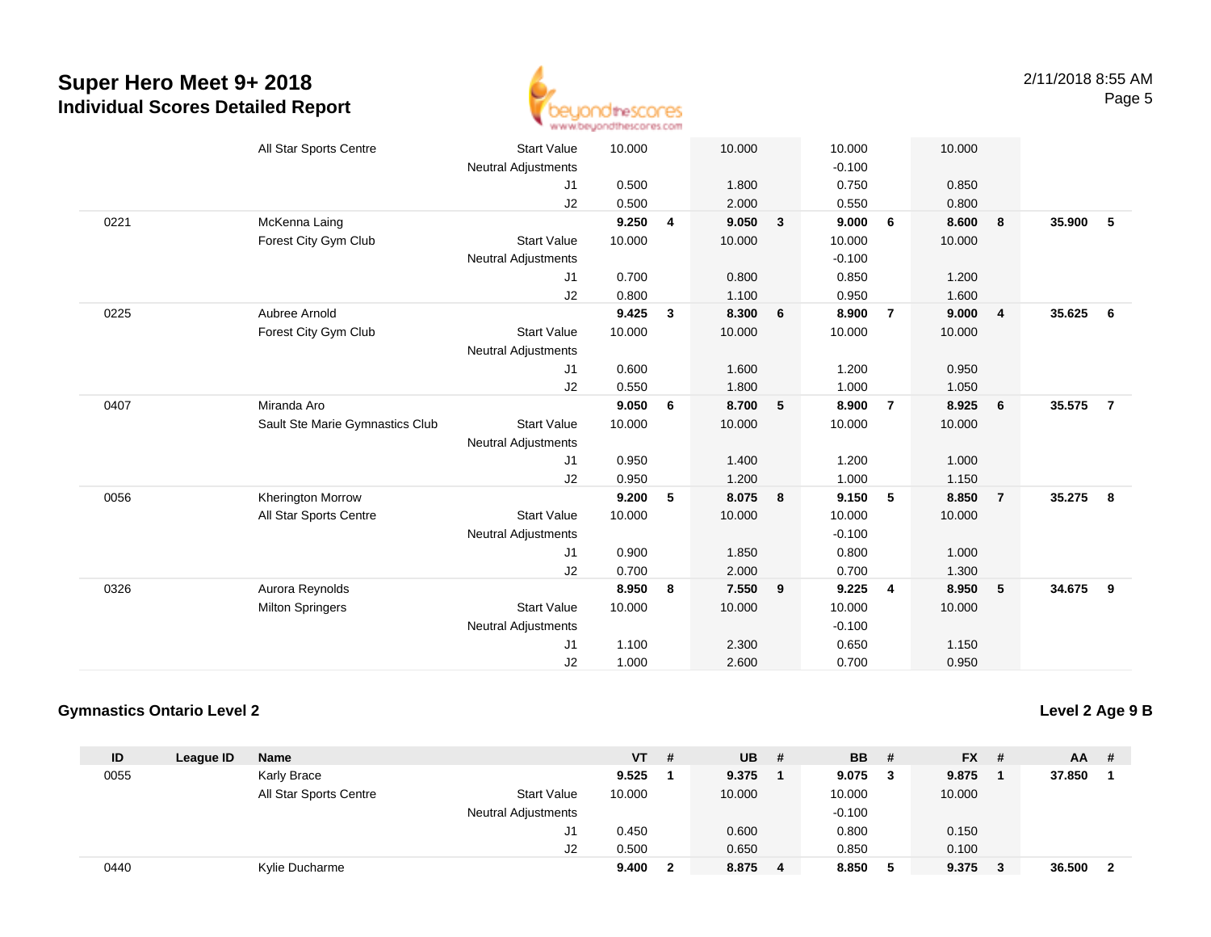| ID | League ID | Name | | | VT | # | UB | # | BB | # | FX | # | AA | # |
|---|---|---|---|---|---|---|---|---|---|---|---|---|---|---|
| | | All Star Sports Centre | Start Value | | 10.000 | | 10.000 | | 10.000 | | 10.000 | | | |
| | | | Neutral Adjustments | | | | | | -0.100 | | | | | |
| | | | | J1 | 0.500 | | 1.800 | | 0.750 | | 0.850 | | | |
| | | | | J2 | 0.500 | | 2.000 | | 0.550 | | 0.800 | | | |
| 0221 | | McKenna Laing | | | **9.250** | **4** | **9.050** | **3** | **9.000** | **6** | **8.600** | **8** | **35.900** | **5** |
| | | Forest City Gym Club | Start Value | | 10.000 | | 10.000 | | 10.000 | | 10.000 | | | |
| | | | Neutral Adjustments | | | | | | -0.100 | | | | | |
| | | | | J1 | 0.700 | | 0.800 | | 0.850 | | 1.200 | | | |
| | | | | J2 | 0.800 | | 1.100 | | 0.950 | | 1.600 | | | |
| 0225 | | Aubree Arnold | | | **9.425** | **3** | **8.300** | **6** | **8.900** | **7** | **9.000** | **4** | **35.625** | **6** |
| | | Forest City Gym Club | Start Value | | 10.000 | | 10.000 | | 10.000 | | 10.000 | | | |
| | | | Neutral Adjustments | | | | | | | | | | | |
| | | | | J1 | 0.600 | | 1.600 | | 1.200 | | 0.950 | | | |
| | | | | J2 | 0.550 | | 1.800 | | 1.000 | | 1.050 | | | |
| 0407 | | Miranda Aro | | | **9.050** | **6** | **8.700** | **5** | **8.900** | **7** | **8.925** | **6** | **35.575** | **7** |
| | | Sault Ste Marie Gymnastics Club | Start Value | | 10.000 | | 10.000 | | 10.000 | | 10.000 | | | |
| | | | Neutral Adjustments | | | | | | | | | | | |
| | | | | J1 | 0.950 | | 1.400 | | 1.200 | | 1.000 | | | |
| | | | | J2 | 0.950 | | 1.200 | | 1.000 | | 1.150 | | | |
| 0056 | | Kherington Morrow | | | **9.200** | **5** | **8.075** | **8** | **9.150** | **5** | **8.850** | **7** | **35.275** | **8** |
| | | All Star Sports Centre | Start Value | | 10.000 | | 10.000 | | 10.000 | | 10.000 | | | |
| | | | Neutral Adjustments | | | | | | -0.100 | | | | | |
| | | | | J1 | 0.900 | | 1.850 | | 0.800 | | 1.000 | | | |
| | | | | J2 | 0.700 | | 2.000 | | 0.700 | | 1.300 | | | |
| 0326 | | Aurora Reynolds | | | **8.950** | **8** | **7.550** | **9** | **9.225** | **4** | **8.950** | **5** | **34.675** | **9** |
| | | Milton Springers | Start Value | | 10.000 | | 10.000 | | 10.000 | | 10.000 | | | |
| | | | Neutral Adjustments | | | | | | -0.100 | | | | | |
| | | | | J1 | 1.100 | | 2.300 | | 0.650 | | 1.150 | | | |
| | | | | J2 | 1.000 | | 2.600 | | 0.700 | | 0.950 | | | |

## Gymnastics Ontario Level 2

**Level 2 Age 9 B**

| ID | League ID | Name | | | VT | # | UB | # | BB | # | FX | # | AA | # |
|---|---|---|---|---|---|---|---|---|---|---|---|---|---|---|
| 0055 | | Karly Brace | | | **9.525** | **1** | **9.375** | **1** | **9.075** | **3** | **9.875** | **1** | **37.850** | **1** |
| | | All Star Sports Centre | Start Value | | 10.000 | | 10.000 | | 10.000 | | 10.000 | | | |
| | | | Neutral Adjustments | | | | | | -0.100 | | | | | |
| | | | | J1 | 0.450 | | 0.600 | | 0.800 | | 0.150 | | | |
| | | | | J2 | 0.500 | | 0.650 | | 0.850 | | 0.100 | | | |
| 0440 | | Kylie Ducharme | | | **9.400** | **2** | **8.875** | **4** | **8.850** | **5** | **9.375** | **3** | **36.500** | **2** |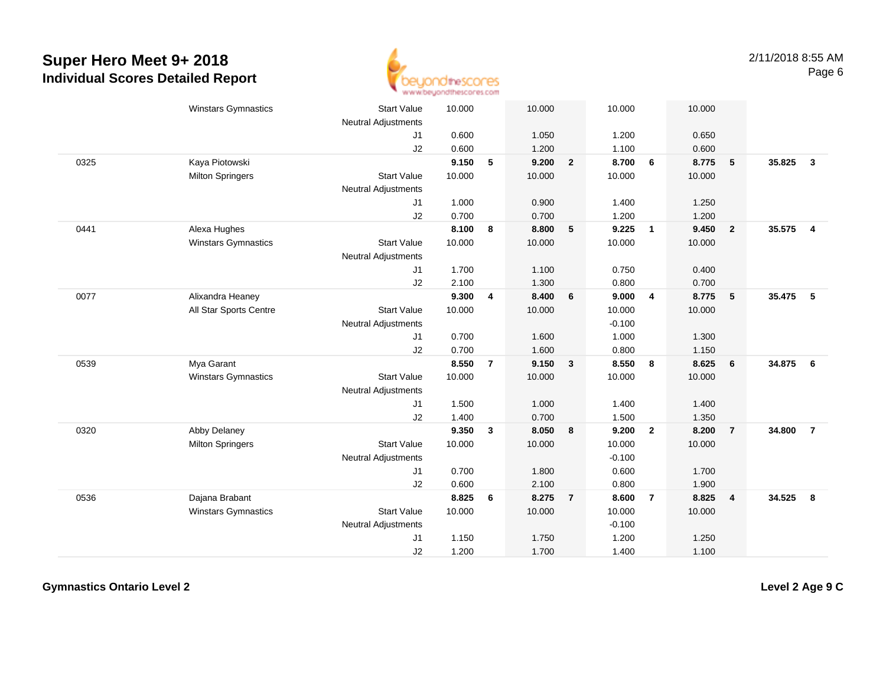# Super Hero Meet 9+ 2018

## Individual Scores Detailed Report

2/11/2018 8:55 AM

| # | Name | | Vault | | Bars | | Beam | | Floor | | AA | |
|---|---|---|---|---|---|---|---|---|---|---|---|---|
| | Winstars Gymnastics | Start Value | 10.000 | | 10.000 | | 10.000 | | 10.000 | | | |
| | | Neutral Adjustments | | | | | | | | | | |
| | | J1 | 0.600 | | 1.050 | | 1.200 | | 0.650 | | | |
| | | J2 | 0.600 | | 1.200 | | 1.100 | | 0.600 | | | |
| 0325 | Kaya Piotowski | | **9.150** | **5** | **9.200** | **2** | **8.700** | **6** | **8.775** | **5** | **35.825** | **3** |
| | Milton Springers | Start Value | 10.000 | | 10.000 | | 10.000 | | 10.000 | | | |
| | | Neutral Adjustments | | | | | | | | | | |
| | | J1 | 1.000 | | 0.900 | | 1.400 | | 1.250 | | | |
| | | J2 | 0.700 | | 0.700 | | 1.200 | | 1.200 | | | |
| 0441 | Alexa Hughes | | **8.100** | **8** | **8.800** | **5** | **9.225** | **1** | **9.450** | **2** | **35.575** | **4** |
| | Winstars Gymnastics | Start Value | 10.000 | | 10.000 | | 10.000 | | 10.000 | | | |
| | | Neutral Adjustments | | | | | | | | | | |
| | | J1 | 1.700 | | 1.100 | | 0.750 | | 0.400 | | | |
| | | J2 | 2.100 | | 1.300 | | 0.800 | | 0.700 | | | |
| 0077 | Alixandra Heaney | | **9.300** | **4** | **8.400** | **6** | **9.000** | **4** | **8.775** | **5** | **35.475** | **5** |
| | All Star Sports Centre | Start Value | 10.000 | | 10.000 | | 10.000 | | 10.000 | | | |
| | | Neutral Adjustments | | | | | -0.100 | | | | | |
| | | J1 | 0.700 | | 1.600 | | 1.000 | | 1.300 | | | |
| | | J2 | 0.700 | | 1.600 | | 0.800 | | 1.150 | | | |
| 0539 | Mya Garant | | **8.550** | **7** | **9.150** | **3** | **8.550** | **8** | **8.625** | **6** | **34.875** | **6** |
| | Winstars Gymnastics | Start Value | 10.000 | | 10.000 | | 10.000 | | 10.000 | | | |
| | | Neutral Adjustments | | | | | | | | | | |
| | | J1 | 1.500 | | 1.000 | | 1.400 | | 1.400 | | | |
| | | J2 | 1.400 | | 0.700 | | 1.500 | | 1.350 | | | |
| 0320 | Abby Delaney | | **9.350** | **3** | **8.050** | **8** | **9.200** | **2** | **8.200** | **7** | **34.800** | **7** |
| | Milton Springers | Start Value | 10.000 | | 10.000 | | 10.000 | | 10.000 | | | |
| | | Neutral Adjustments | | | | | -0.100 | | | | | |
| | | J1 | 0.700 | | 1.800 | | 0.600 | | 1.700 | | | |
| | | J2 | 0.600 | | 2.100 | | 0.800 | | 1.900 | | | |
| 0536 | Dajana Brabant | | **8.825** | **6** | **8.275** | **7** | **8.600** | **7** | **8.825** | **4** | **34.525** | **8** |
| | Winstars Gymnastics | Start Value | 10.000 | | 10.000 | | 10.000 | | 10.000 | | | |
| | | Neutral Adjustments | | | | | -0.100 | | | | | |
| | | J1 | 1.150 | | 1.750 | | 1.200 | | 1.250 | | | |
| | | J2 | 1.200 | | 1.700 | | 1.400 | | 1.100 | | | |

**Gymnastics Ontario Level 2** **Level 2 Age 9 C**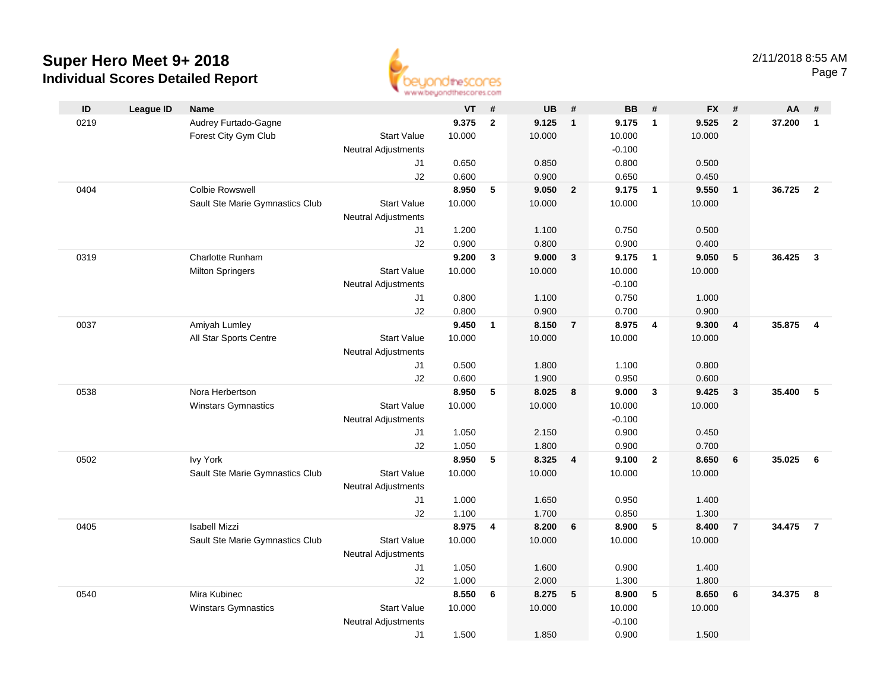# Super Hero Meet 9+ 2018

## Individual Scores Detailed Report

2/11/2018 8:55 AM

| ID | League ID | Name | | VT | # | UB | # | BB | # | FX | # | AA | # |
|---|---|---|---|---|---|---|---|---|---|---|---|---|---|
| 0219 | | Audrey Furtado-Gagne | | **9.375** | **2** | **9.125** | **1** | **9.175** | **1** | **9.525** | **2** | **37.200** | **1** |
| | | Forest City Gym Club | Start Value | 10.000 | | 10.000 | | 10.000 | | 10.000 | | | |
| | | | Neutral Adjustments | | | | | -0.100 | | | | | |
| | | | J1 | 0.650 | | 0.850 | | 0.800 | | 0.500 | | | |
| | | | J2 | 0.600 | | 0.900 | | 0.650 | | 0.450 | | | |
| 0404 | | Colbie Rowswell | | **8.950** | **5** | **9.050** | **2** | **9.175** | **1** | **9.550** | **1** | **36.725** | **2** |
| | | Sault Ste Marie Gymnastics Club | Start Value | 10.000 | | 10.000 | | 10.000 | | 10.000 | | | |
| | | | Neutral Adjustments | | | | | | | | | | |
| | | | J1 | 1.200 | | 1.100 | | 0.750 | | 0.500 | | | |
| | | | J2 | 0.900 | | 0.800 | | 0.900 | | 0.400 | | | |
| 0319 | | Charlotte Runham | | **9.200** | **3** | **9.000** | **3** | **9.175** | **1** | **9.050** | **5** | **36.425** | **3** |
| | | Milton Springers | Start Value | 10.000 | | 10.000 | | 10.000 | | 10.000 | | | |
| | | | Neutral Adjustments | | | | | -0.100 | | | | | |
| | | | J1 | 0.800 | | 1.100 | | 0.750 | | 1.000 | | | |
| | | | J2 | 0.800 | | 0.900 | | 0.700 | | 0.900 | | | |
| 0037 | | Amiyah Lumley | | **9.450** | **1** | **8.150** | **7** | **8.975** | **4** | **9.300** | **4** | **35.875** | **4** |
| | | All Star Sports Centre | Start Value | 10.000 | | 10.000 | | 10.000 | | 10.000 | | | |
| | | | Neutral Adjustments | | | | | | | | | | |
| | | | J1 | 0.500 | | 1.800 | | 1.100 | | 0.800 | | | |
| | | | J2 | 0.600 | | 1.900 | | 0.950 | | 0.600 | | | |
| 0538 | | Nora Herbertson | | **8.950** | **5** | **8.025** | **8** | **9.000** | **3** | **9.425** | **3** | **35.400** | **5** |
| | | Winstars Gymnastics | Start Value | 10.000 | | 10.000 | | 10.000 | | 10.000 | | | |
| | | | Neutral Adjustments | | | | | -0.100 | | | | | |
| | | | J1 | 1.050 | | 2.150 | | 0.900 | | 0.450 | | | |
| | | | J2 | 1.050 | | 1.800 | | 0.900 | | 0.700 | | | |
| 0502 | | Ivy York | | **8.950** | **5** | **8.325** | **4** | **9.100** | **2** | **8.650** | **6** | **35.025** | **6** |
| | | Sault Ste Marie Gymnastics Club | Start Value | 10.000 | | 10.000 | | 10.000 | | 10.000 | | | |
| | | | Neutral Adjustments | | | | | | | | | | |
| | | | J1 | 1.000 | | 1.650 | | 0.950 | | 1.400 | | | |
| | | | J2 | 1.100 | | 1.700 | | 0.850 | | 1.300 | | | |
| 0405 | | Isabell Mizzi | | **8.975** | **4** | **8.200** | **6** | **8.900** | **5** | **8.400** | **7** | **34.475** | **7** |
| | | Sault Ste Marie Gymnastics Club | Start Value | 10.000 | | 10.000 | | 10.000 | | 10.000 | | | |
| | | | Neutral Adjustments | | | | | | | | | | |
| | | | J1 | 1.050 | | 1.600 | | 0.900 | | 1.400 | | | |
| | | | J2 | 1.000 | | 2.000 | | 1.300 | | 1.800 | | | |
| 0540 | | Mira Kubinec | | **8.550** | **6** | **8.275** | **5** | **8.900** | **5** | **8.650** | **6** | **34.375** | **8** |
| | | Winstars Gymnastics | Start Value | 10.000 | | 10.000 | | 10.000 | | 10.000 | | | |
| | | | Neutral Adjustments | | | | | -0.100 | | | | | |
| | | | J1 | 1.500 | | 1.850 | | 0.900 | | 1.500 | | | |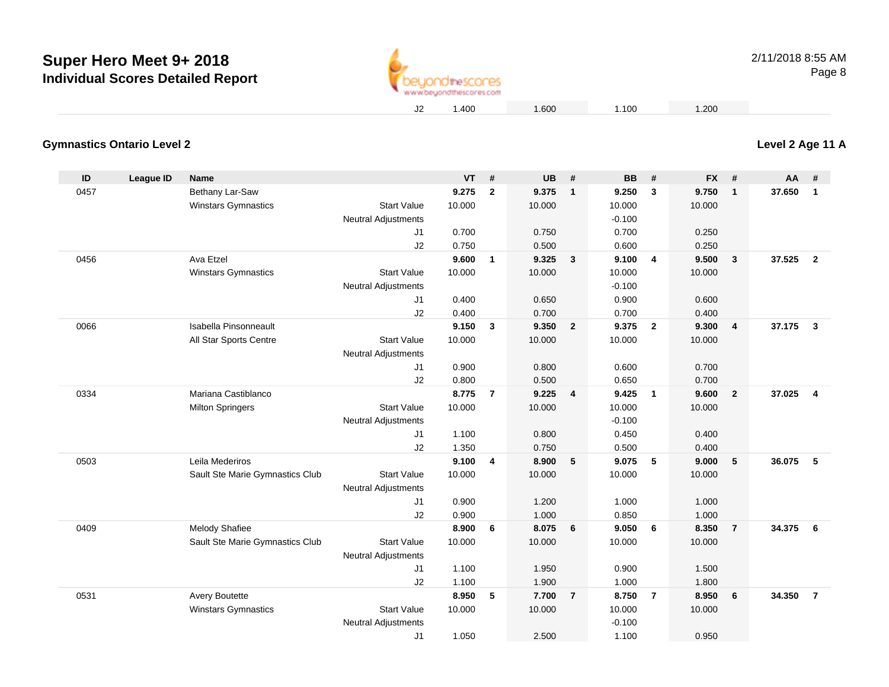# Super Hero Meet 9+ 2018

## Individual Scores Detailed Report

| | | | J2 | 1.400 | | 1.600 | | 1.100 | | 1.200 | | | |
|---|---|---|---|---|---|---|---|---|---|---|---|---|---|

### Gymnastics Ontario Level 2

### Level 2 Age 11 A

| ID | League ID | Name | | VT | # | UB | # | BB | # | FX | # | AA | # |
|---|---|---|---|---|---|---|---|---|---|---|---|---|---|
| 0457 | | Bethany Lar-Saw | | **9.275** | **2** | **9.375** | **1** | **9.250** | **3** | **9.750** | **1** | **37.650** | **1** |
| | | Winstars Gymnastics | Start Value | 10.000 | | 10.000 | | 10.000 | | 10.000 | | | |
| | | | Neutral Adjustments | | | | | -0.100 | | | | | |
| | | | J1 | 0.700 | | 0.750 | | 0.700 | | 0.250 | | | |
| | | | J2 | 0.750 | | 0.500 | | 0.600 | | 0.250 | | | |
| 0456 | | Ava Etzel | | **9.600** | **1** | **9.325** | **3** | **9.100** | **4** | **9.500** | **3** | **37.525** | **2** |
| | | Winstars Gymnastics | Start Value | 10.000 | | 10.000 | | 10.000 | | 10.000 | | | |
| | | | Neutral Adjustments | | | | | -0.100 | | | | | |
| | | | J1 | 0.400 | | 0.650 | | 0.900 | | 0.600 | | | |
| | | | J2 | 0.400 | | 0.700 | | 0.700 | | 0.400 | | | |
| 0066 | | Isabella Pinsonneault | | **9.150** | **3** | **9.350** | **2** | **9.375** | **2** | **9.300** | **4** | **37.175** | **3** |
| | | All Star Sports Centre | Start Value | 10.000 | | 10.000 | | 10.000 | | 10.000 | | | |
| | | | Neutral Adjustments | | | | | | | | | | |
| | | | J1 | 0.900 | | 0.800 | | 0.600 | | 0.700 | | | |
| | | | J2 | 0.800 | | 0.500 | | 0.650 | | 0.700 | | | |
| 0334 | | Mariana Castiblanco | | **8.775** | **7** | **9.225** | **4** | **9.425** | **1** | **9.600** | **2** | **37.025** | **4** |
| | | Milton Springers | Start Value | 10.000 | | 10.000 | | 10.000 | | 10.000 | | | |
| | | | Neutral Adjustments | | | | | -0.100 | | | | | |
| | | | J1 | 1.100 | | 0.800 | | 0.450 | | 0.400 | | | |
| | | | J2 | 1.350 | | 0.750 | | 0.500 | | 0.400 | | | |
| 0503 | | Leila Mederiros | | **9.100** | **4** | **8.900** | **5** | **9.075** | **5** | **9.000** | **5** | **36.075** | **5** |
| | | Sault Ste Marie Gymnastics Club | Start Value | 10.000 | | 10.000 | | 10.000 | | 10.000 | | | |
| | | | Neutral Adjustments | | | | | | | | | | |
| | | | J1 | 0.900 | | 1.200 | | 1.000 | | 1.000 | | | |
| | | | J2 | 0.900 | | 1.000 | | 0.850 | | 1.000 | | | |
| 0409 | | Melody Shafiee | | **8.900** | **6** | **8.075** | **6** | **9.050** | **6** | **8.350** | **7** | **34.375** | **6** |
| | | Sault Ste Marie Gymnastics Club | Start Value | 10.000 | | 10.000 | | 10.000 | | 10.000 | | | |
| | | | Neutral Adjustments | | | | | | | | | | |
| | | | J1 | 1.100 | | 1.950 | | 0.900 | | 1.500 | | | |
| | | | J2 | 1.100 | | 1.900 | | 1.000 | | 1.800 | | | |
| 0531 | | Avery Boutette | | **8.950** | **5** | **7.700** | **7** | **8.750** | **7** | **8.950** | **6** | **34.350** | **7** |
| | | Winstars Gymnastics | Start Value | 10.000 | | 10.000 | | 10.000 | | 10.000 | | | |
| | | | Neutral Adjustments | | | | | -0.100 | | | | | |
| | | | J1 | 1.050 | | 2.500 | | 1.100 | | 0.950 | | | |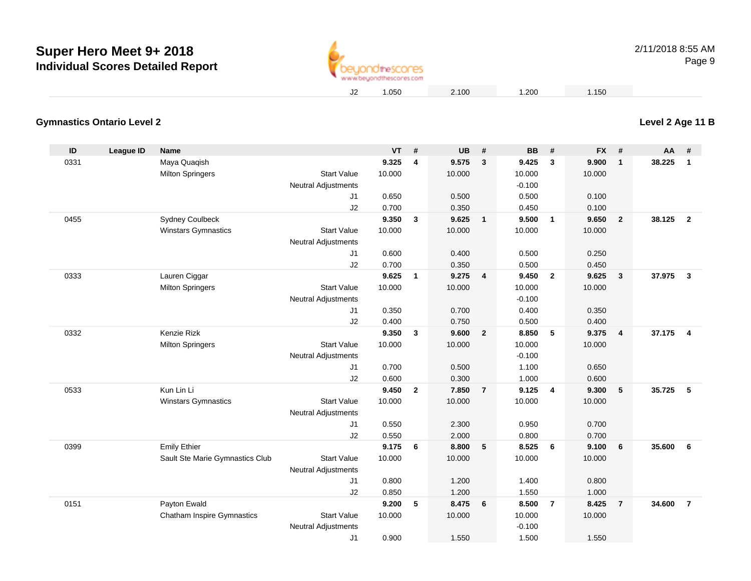| | | | | VT | | UB | | BB | | FX | | | |
|---|---|---|---|---|---|---|---|---|---|---|---|---|---|
| | | | J2 | 1.050 | | 2.100 | | 1.200 | | 1.150 | | | |

## Gymnastics Ontario Level 2

**Level 2 Age 11 B**

| ID | League ID | Name | | VT | # | UB | # | BB | # | FX | # | AA | # |
|---|---|---|---|---|---|---|---|---|---|---|---|---|---|
| 0331 | | Maya Quaqish | | **9.325** | **4** | **9.575** | **3** | **9.425** | **3** | **9.900** | **1** | **38.225** | **1** |
| | | Milton Springers | Start Value | 10.000 | | 10.000 | | 10.000 | | 10.000 | | | |
| | | | Neutral Adjustments | | | | | -0.100 | | | | | |
| | | | J1 | 0.650 | | 0.500 | | 0.500 | | 0.100 | | | |
| | | | J2 | 0.700 | | 0.350 | | 0.450 | | 0.100 | | | |
| 0455 | | Sydney Coulbeck | | **9.350** | **3** | **9.625** | **1** | **9.500** | **1** | **9.650** | **2** | **38.125** | **2** |
| | | Winstars Gymnastics | Start Value | 10.000 | | 10.000 | | 10.000 | | 10.000 | | | |
| | | | Neutral Adjustments | | | | | | | | | | |
| | | | J1 | 0.600 | | 0.400 | | 0.500 | | 0.250 | | | |
| | | | J2 | 0.700 | | 0.350 | | 0.500 | | 0.450 | | | |
| 0333 | | Lauren Ciggar | | **9.625** | **1** | **9.275** | **4** | **9.450** | **2** | **9.625** | **3** | **37.975** | **3** |
| | | Milton Springers | Start Value | 10.000 | | 10.000 | | 10.000 | | 10.000 | | | |
| | | | Neutral Adjustments | | | | | -0.100 | | | | | |
| | | | J1 | 0.350 | | 0.700 | | 0.400 | | 0.350 | | | |
| | | | J2 | 0.400 | | 0.750 | | 0.500 | | 0.400 | | | |
| 0332 | | Kenzie Rizk | | **9.350** | **3** | **9.600** | **2** | **8.850** | **5** | **9.375** | **4** | **37.175** | **4** |
| | | Milton Springers | Start Value | 10.000 | | 10.000 | | 10.000 | | 10.000 | | | |
| | | | Neutral Adjustments | | | | | -0.100 | | | | | |
| | | | J1 | 0.700 | | 0.500 | | 1.100 | | 0.650 | | | |
| | | | J2 | 0.600 | | 0.300 | | 1.000 | | 0.600 | | | |
| 0533 | | Kun Lin Li | | **9.450** | **2** | **7.850** | **7** | **9.125** | **4** | **9.300** | **5** | **35.725** | **5** |
| | | Winstars Gymnastics | Start Value | 10.000 | | 10.000 | | 10.000 | | 10.000 | | | |
| | | | Neutral Adjustments | | | | | | | | | | |
| | | | J1 | 0.550 | | 2.300 | | 0.950 | | 0.700 | | | |
| | | | J2 | 0.550 | | 2.000 | | 0.800 | | 0.700 | | | |
| 0399 | | Emily Ethier | | **9.175** | **6** | **8.800** | **5** | **8.525** | **6** | **9.100** | **6** | **35.600** | **6** |
| | | Sault Ste Marie Gymnastics Club | Start Value | 10.000 | | 10.000 | | 10.000 | | 10.000 | | | |
| | | | Neutral Adjustments | | | | | | | | | | |
| | | | J1 | 0.800 | | 1.200 | | 1.400 | | 0.800 | | | |
| | | | J2 | 0.850 | | 1.200 | | 1.550 | | 1.000 | | | |
| 0151 | | Payton Ewald | | **9.200** | **5** | **8.475** | **6** | **8.500** | **7** | **8.425** | **7** | **34.600** | **7** |
| | | Chatham Inspire Gymnastics | Start Value | 10.000 | | 10.000 | | 10.000 | | 10.000 | | | |
| | | | Neutral Adjustments | | | | | -0.100 | | | | | |
| | | | J1 | 0.900 | | 1.550 | | 1.500 | | 1.550 | | | |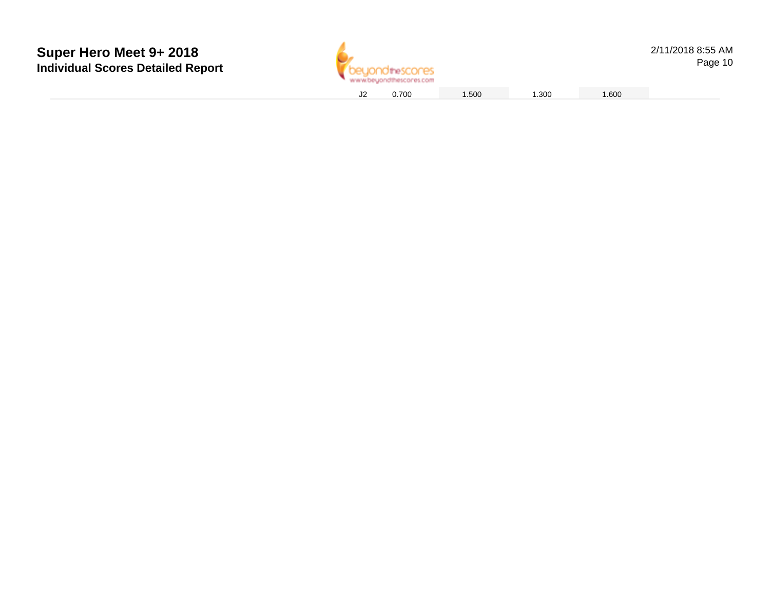| | | | | |
|---|---|---|---|---|
| J2 | 0.700 | 1.500 | 1.300 | 1.600 |